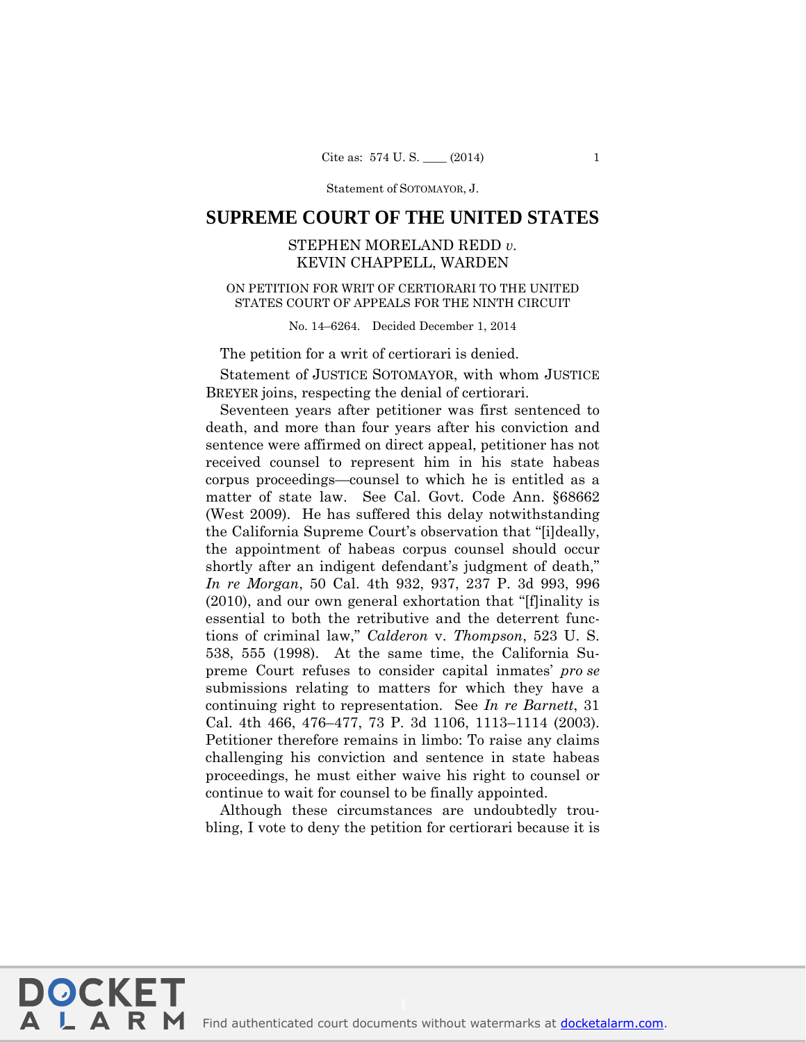Statement of SOTOMAYOR, J.

# SUPREME COURT OF THE UNITED STATES

STEPHEN MORELAND REDD *v.* KEVIN CHAPPELL, WARDEN

ON PETITION FOR WRIT OF CERTIORARI TO THE UNITED STATES COURT OF APPEALS FOR THE NINTH CIRCUIT

No. 14–6264. Decided December 1, 2014

The petition for a writ of certiorari is denied.

Statement of JUSTICE SOTOMAYOR, with whom JUSTICE BREYER joins, respecting the denial of certiorari.

Seventeen years after petitioner was first sentenced to death, and more than four years after his conviction and sentence were affirmed on direct appeal, petitioner has not received counsel to represent him in his state habeas corpus proceedings—counsel to which he is entitled as a matter of state law. See Cal. Govt. Code Ann. §68662 (West 2009). He has suffered this delay notwithstanding the California Supreme Court's observation that "[i]deally, the appointment of habeas corpus counsel should occur shortly after an indigent defendant's judgment of death," *In re Morgan*, 50 Cal. 4th 932, 937, 237 P. 3d 993, 996 (2010), and our own general exhortation that "[f]inality is essential to both the retributive and the deterrent functions of criminal law," *Calderon* v. *Thompson*, 523 U. S. 538, 555 (1998). At the same time, the California Supreme Court refuses to consider capital inmates' *pro se* submissions relating to matters for which they have a continuing right to representation. See *In re Barnett*, 31 Cal. 4th 466, 476–477, 73 P. 3d 1106, 1113–1114 (2003). Petitioner therefore remains in limbo: To raise any claims challenging his conviction and sentence in state habeas proceedings, he must either waive his right to counsel or continue to wait for counsel to be finally appointed.

Although these circumstances are undoubtedly troubling, I vote to deny the petition for certiorari because it is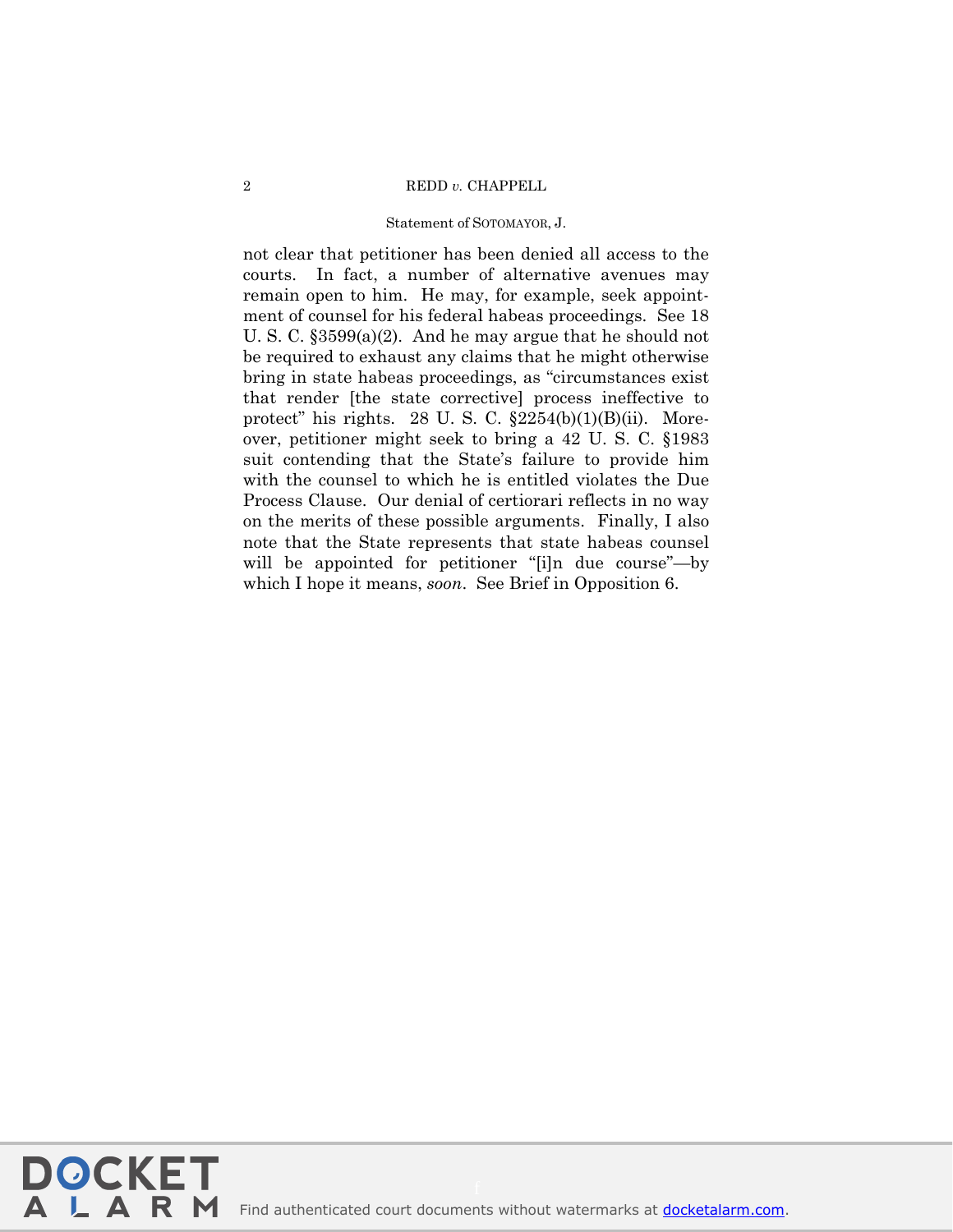not clear that petitioner has been denied all access to the courts. In fact, a number of alternative avenues may remain open to him. He may, for example, seek appointment of counsel for his federal habeas proceedings. See 18 U. S. C. §3599(a)(2). And he may argue that he should not be required to exhaust any claims that he might otherwise bring in state habeas proceedings, as "circumstances exist that render [the state corrective] process ineffective to protect" his rights. 28 U. S. C. §2254(b)(1)(B)(ii). Moreover, petitioner might seek to bring a 42 U. S. C. §1983 suit contending that the State's failure to provide him with the counsel to which he is entitled violates the Due Process Clause. Our denial of certiorari reflects in no way on the merits of these possible arguments. Finally, I also note that the State represents that state habeas counsel will be appointed for petitioner "[i]n due course"—by which I hope it means, *soon*. See Brief in Opposition 6.